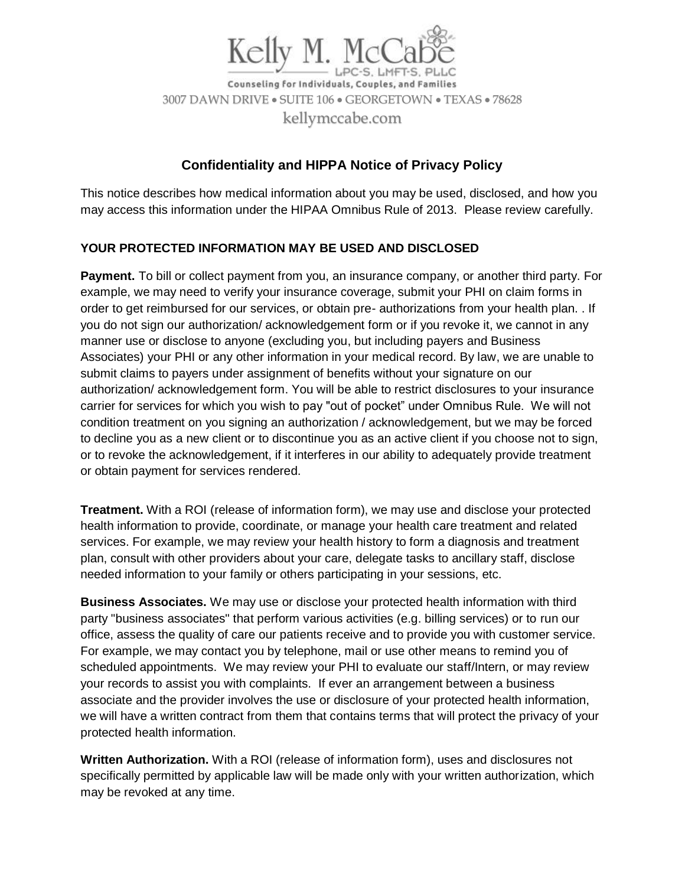Kelly M. McCabe

LPC-S, LMFT-S, PLLC

Counseling for Individuals, Couples, and Families

3007 DAWN DRIVE • SUITE 106 • GEORGETOWN • TEXAS • 78628

kellymccabe.com

## Confidentiality and HIPPA Notice of Privacy Policy

This notice describes how medical information about you may be used, disclosed, and how you may access this information under the HIPAA Omnibus Rule of 2013. Please review carefully.

### YOUR PROTECTED INFORMATION MAY BE USED AND DISCLOSED

**Payment.** To bill or collect payment from you, an insurance company, or another third party. For example, we may need to verify your insurance coverage, submit your PHI on claim forms in order to get reimbursed for our services, or obtain pre- authorizations from your health plan. . If you do not sign our authorization/ acknowledgement form or if you revoke it, we cannot in any manner use or disclose to anyone (excluding you, but including payers and Business Associates) your PHI or any other information in your medical record. By law, we are unable to submit claims to payers under assignment of benefits without your signature on our authorization/ acknowledgement form. You will be able to restrict disclosures to your insurance carrier for services for which you wish to pay "out of pocket" under Omnibus Rule. We will not condition treatment on you signing an authorization / acknowledgement, but we may be forced to decline you as a new client or to discontinue you as an active client if you choose not to sign, or to revoke the acknowledgement, if it interferes in our ability to adequately provide treatment or obtain payment for services rendered.

**Treatment.** With a ROI (release of information form), we may use and disclose your protected health information to provide, coordinate, or manage your health care treatment and related services. For example, we may review your health history to form a diagnosis and treatment plan, consult with other providers about your care, delegate tasks to ancillary staff, disclose needed information to your family or others participating in your sessions, etc.

**Business Associates.** We may use or disclose your protected health information with third party "business associates" that perform various activities (e.g. billing services) or to run our office, assess the quality of care our patients receive and to provide you with customer service. For example, we may contact you by telephone, mail or use other means to remind you of scheduled appointments. We may review your PHI to evaluate our staff/Intern, or may review your records to assist you with complaints. If ever an arrangement between a business associate and the provider involves the use or disclosure of your protected health information, we will have a written contract from them that contains terms that will protect the privacy of your protected health information.

**Written Authorization.** With a ROI (release of information form), uses and disclosures not specifically permitted by applicable law will be made only with your written authorization, which may be revoked at any time.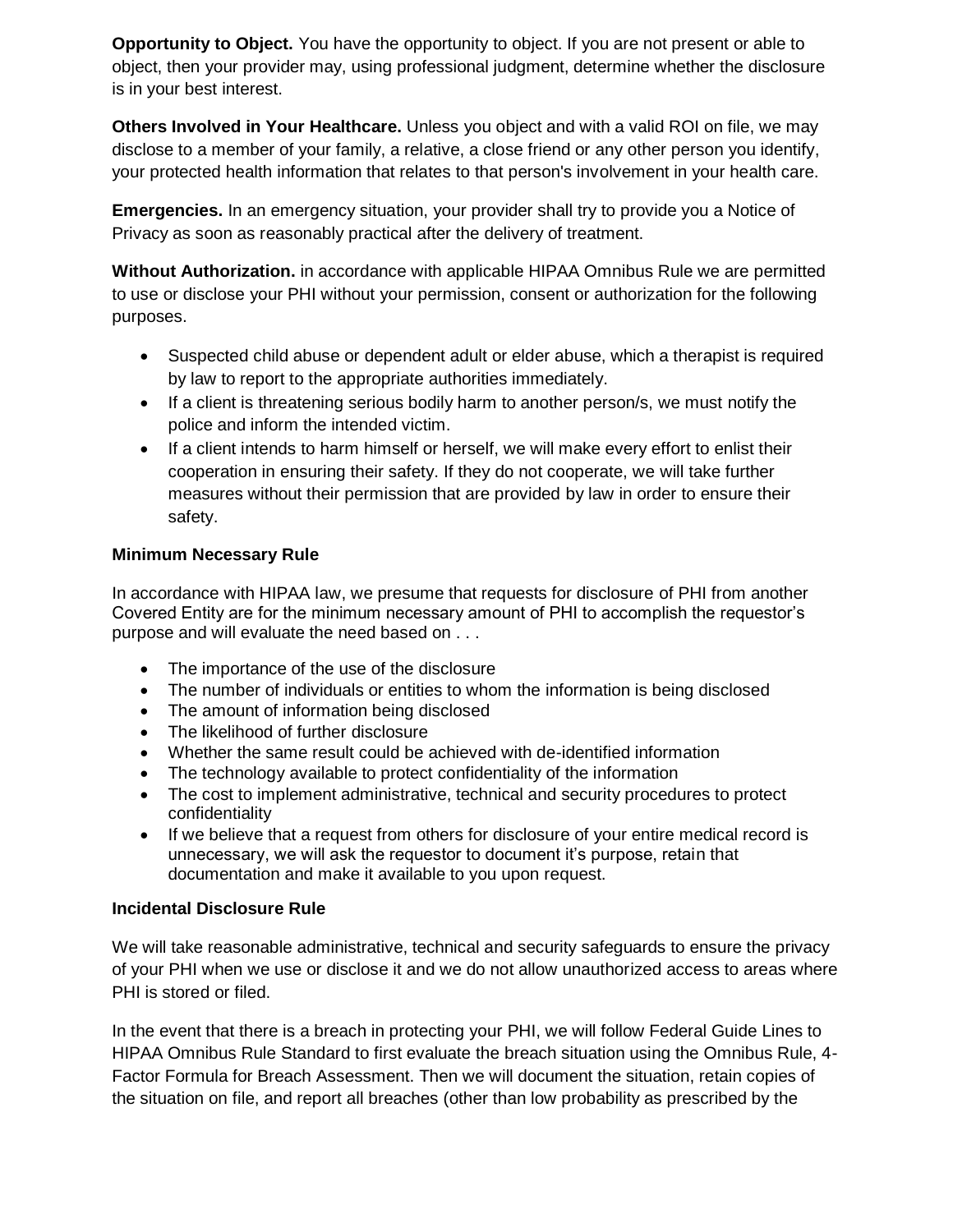**Opportunity to Object.** You have the opportunity to object. If you are not present or able to object, then your provider may, using professional judgment, determine whether the disclosure is in your best interest.

**Others Involved in Your Healthcare.** Unless you object and with a valid ROI on file, we may disclose to a member of your family, a relative, a close friend or any other person you identify, your protected health information that relates to that person's involvement in your health care.

**Emergencies.** In an emergency situation, your provider shall try to provide you a Notice of Privacy as soon as reasonably practical after the delivery of treatment.

**Without Authorization.** in accordance with applicable HIPAA Omnibus Rule we are permitted to use or disclose your PHI without your permission, consent or authorization for the following purposes.

- Suspected child abuse or dependent adult or elder abuse, which a therapist is required by law to report to the appropriate authorities immediately.
- If a client is threatening serious bodily harm to another person/s, we must notify the police and inform the intended victim.
- If a client intends to harm himself or herself, we will make every effort to enlist their cooperation in ensuring their safety. If they do not cooperate, we will take further measures without their permission that are provided by law in order to ensure their safety.

**Minimum Necessary Rule**

In accordance with HIPAA law, we presume that requests for disclosure of PHI from another Covered Entity are for the minimum necessary amount of PHI to accomplish the requestor's purpose and will evaluate the need based on . . .

- The importance of the use of the disclosure
- The number of individuals or entities to whom the information is being disclosed
- The amount of information being disclosed
- The likelihood of further disclosure
- Whether the same result could be achieved with de-identified information
- The technology available to protect confidentiality of the information
- The cost to implement administrative, technical and security procedures to protect confidentiality
- If we believe that a request from others for disclosure of your entire medical record is unnecessary, we will ask the requestor to document it's purpose, retain that documentation and make it available to you upon request.

**Incidental Disclosure Rule**

We will take reasonable administrative, technical and security safeguards to ensure the privacy of your PHI when we use or disclose it and we do not allow unauthorized access to areas where PHI is stored or filed.

In the event that there is a breach in protecting your PHI, we will follow Federal Guide Lines to HIPAA Omnibus Rule Standard to first evaluate the breach situation using the Omnibus Rule, 4-Factor Formula for Breach Assessment. Then we will document the situation, retain copies of the situation on file, and report all breaches (other than low probability as prescribed by the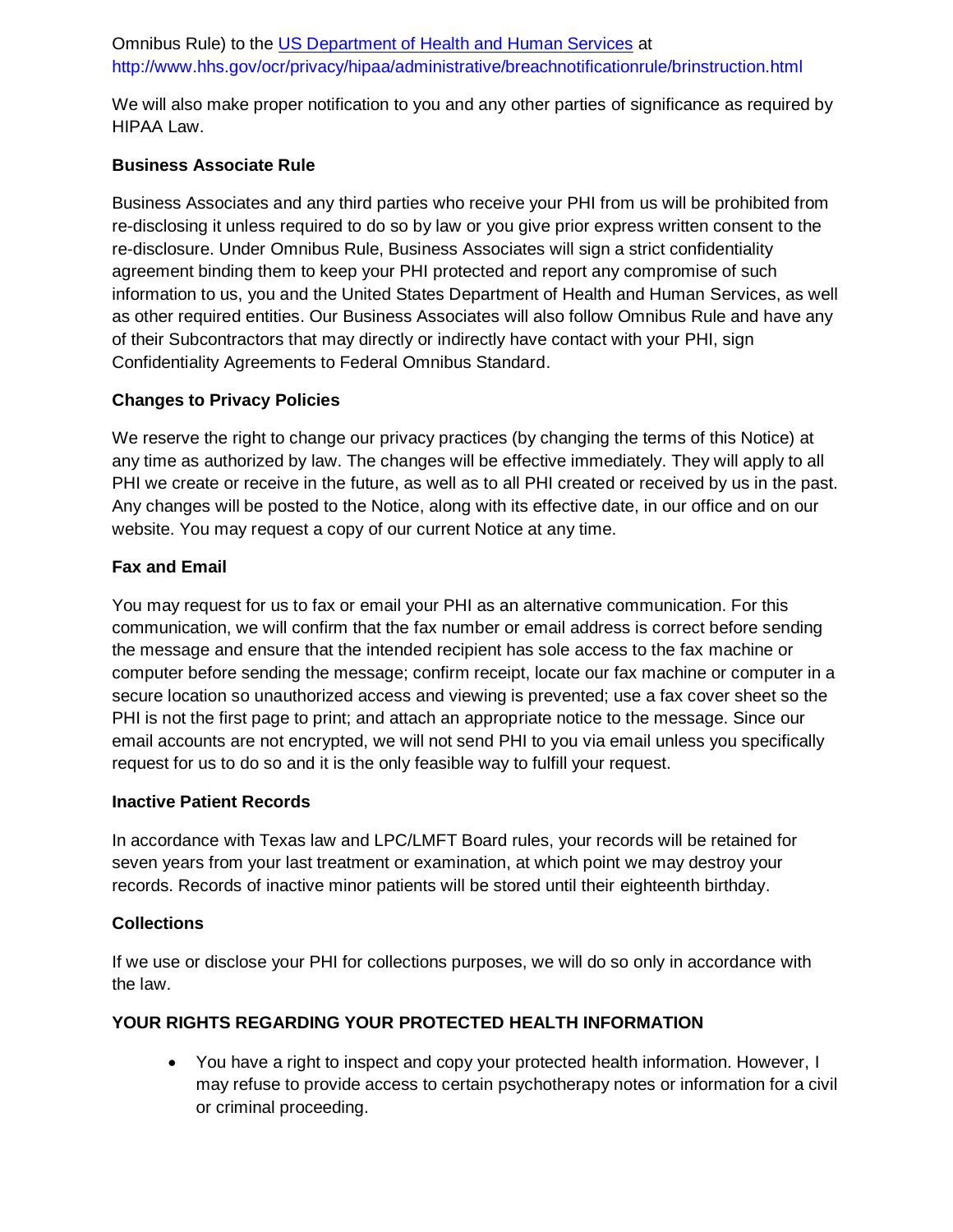Omnibus Rule) to the [US Department of Health and Human Services](http://www.hhs.gov/ocr/privacy/hipaa/administrative/breachnotificationrule/brinstruction.html) at http://www.hhs.gov/ocr/privacy/hipaa/administrative/breachnotificationrule/brinstruction.html

We will also make proper notification to you and any other parties of significance as required by HIPAA Law.

**Business Associate Rule**

Business Associates and any third parties who receive your PHI from us will be prohibited from re-disclosing it unless required to do so by law or you give prior express written consent to the re-disclosure. Under Omnibus Rule, Business Associates will sign a strict confidentiality agreement binding them to keep your PHI protected and report any compromise of such information to us, you and the United States Department of Health and Human Services, as well as other required entities. Our Business Associates will also follow Omnibus Rule and have any of their Subcontractors that may directly or indirectly have contact with your PHI, sign Confidentiality Agreements to Federal Omnibus Standard.

**Changes to Privacy Policies**

We reserve the right to change our privacy practices (by changing the terms of this Notice) at any time as authorized by law. The changes will be effective immediately. They will apply to all PHI we create or receive in the future, as well as to all PHI created or received by us in the past. Any changes will be posted to the Notice, along with its effective date, in our office and on our website. You may request a copy of our current Notice at any time.

**Fax and Email**

You may request for us to fax or email your PHI as an alternative communication. For this communication, we will confirm that the fax number or email address is correct before sending the message and ensure that the intended recipient has sole access to the fax machine or computer before sending the message; confirm receipt, locate our fax machine or computer in a secure location so unauthorized access and viewing is prevented; use a fax cover sheet so the PHI is not the first page to print; and attach an appropriate notice to the message. Since our email accounts are not encrypted, we will not send PHI to you via email unless you specifically request for us to do so and it is the only feasible way to fulfill your request.

**Inactive Patient Records**

In accordance with Texas law and LPC/LMFT Board rules, your records will be retained for seven years from your last treatment or examination, at which point we may destroy your records. Records of inactive minor patients will be stored until their eighteenth birthday.

**Collections**

If we use or disclose your PHI for collections purposes, we will do so only in accordance with the law.

**YOUR RIGHTS REGARDING YOUR PROTECTED HEALTH INFORMATION**

- You have a right to inspect and copy your protected health information. However, I may refuse to provide access to certain psychotherapy notes or information for a civil or criminal proceeding.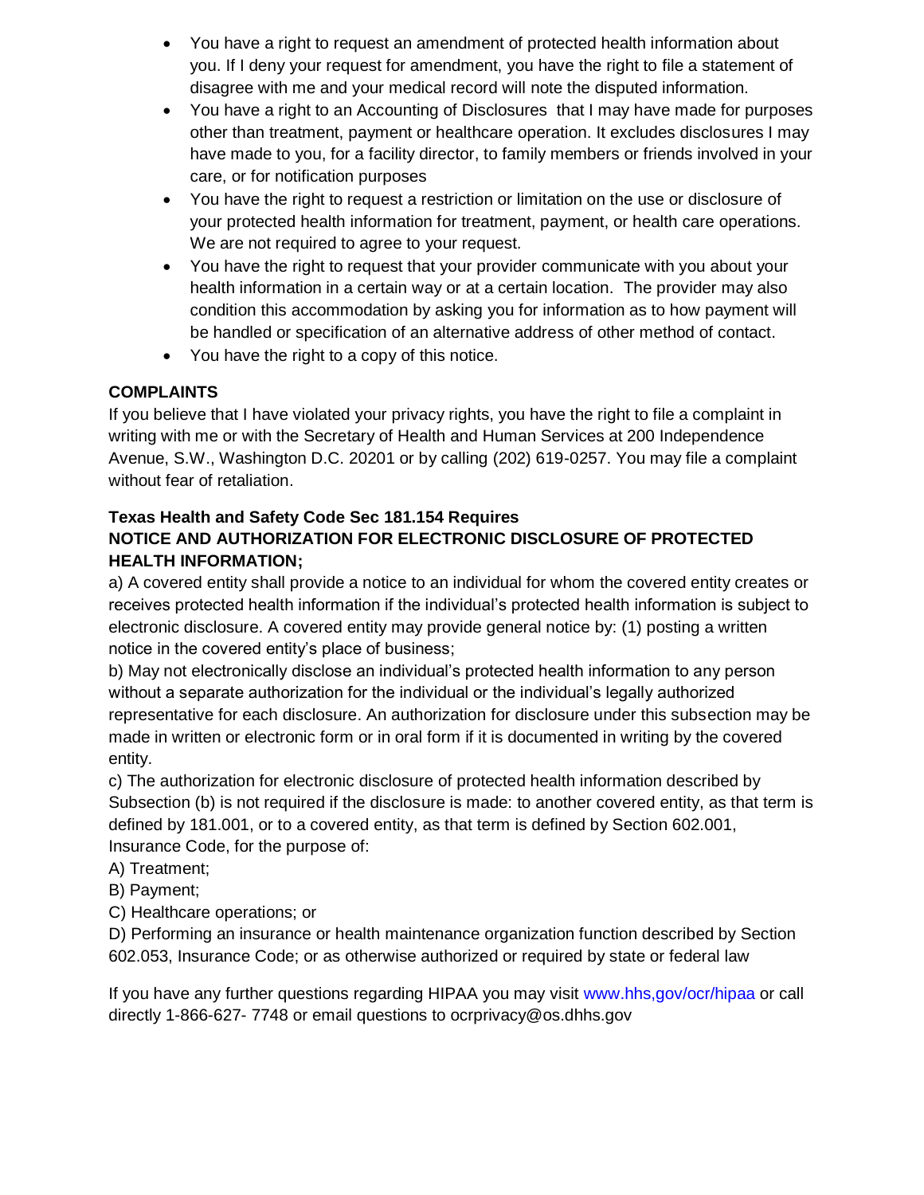- You have a right to request an amendment of protected health information about you. If I deny your request for amendment, you have the right to file a statement of disagree with me and your medical record will note the disputed information.
- You have a right to an Accounting of Disclosures that I may have made for purposes other than treatment, payment or healthcare operation. It excludes disclosures I may have made to you, for a facility director, to family members or friends involved in your care, or for notification purposes
- You have the right to request a restriction or limitation on the use or disclosure of your protected health information for treatment, payment, or health care operations. We are not required to agree to your request.
- You have the right to request that your provider communicate with you about your health information in a certain way or at a certain location. The provider may also condition this accommodation by asking you for information as to how payment will be handled or specification of an alternative address of other method of contact.
- You have the right to a copy of this notice.

**COMPLAINTS**

If you believe that I have violated your privacy rights, you have the right to file a complaint in writing with me or with the Secretary of Health and Human Services at 200 Independence Avenue, S.W., Washington D.C. 20201 or by calling (202) 619-0257. You may file a complaint without fear of retaliation.

**Texas Health and Safety Code Sec 181.154 Requires**
**NOTICE AND AUTHORIZATION FOR ELECTRONIC DISCLOSURE OF PROTECTED HEALTH INFORMATION;**

a) A covered entity shall provide a notice to an individual for whom the covered entity creates or receives protected health information if the individual's protected health information is subject to electronic disclosure. A covered entity may provide general notice by: (1) posting a written notice in the covered entity's place of business;

b) May not electronically disclose an individual's protected health information to any person without a separate authorization for the individual or the individual's legally authorized representative for each disclosure. An authorization for disclosure under this subsection may be made in written or electronic form or in oral form if it is documented in writing by the covered entity.

c) The authorization for electronic disclosure of protected health information described by Subsection (b) is not required if the disclosure is made: to another covered entity, as that term is defined by 181.001, or to a covered entity, as that term is defined by Section 602.001, Insurance Code, for the purpose of:

A) Treatment;

B) Payment;

C) Healthcare operations; or

D) Performing an insurance or health maintenance organization function described by Section 602.053, Insurance Code; or as otherwise authorized or required by state or federal law

If you have any further questions regarding HIPAA you may visit www.hhs,gov/ocr/hipaa or call directly 1-866-627- 7748 or email questions to ocrprivacy@os.dhhs.gov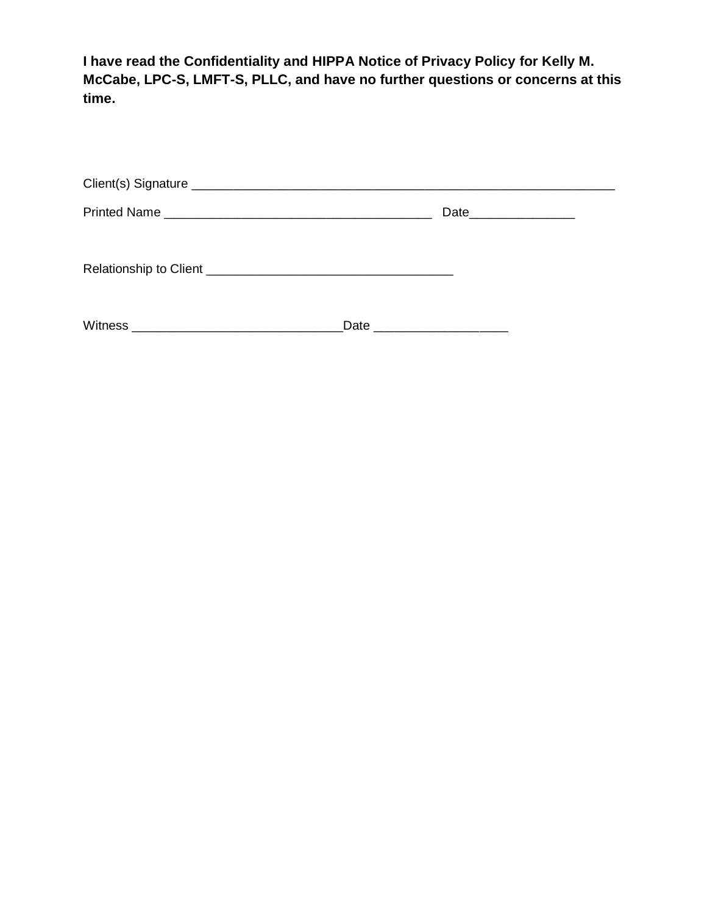**I have read the Confidentiality and HIPPA Notice of Privacy Policy for Kelly M. McCabe, LPC-S, LMFT-S, PLLC, and have no further questions or concerns at this time.**

Client(s) Signature ______________________________________________________________

Printed Name ______________________________________ Date_______________

Relationship to Client ___________________________________

Witness ______________________________Date __________________